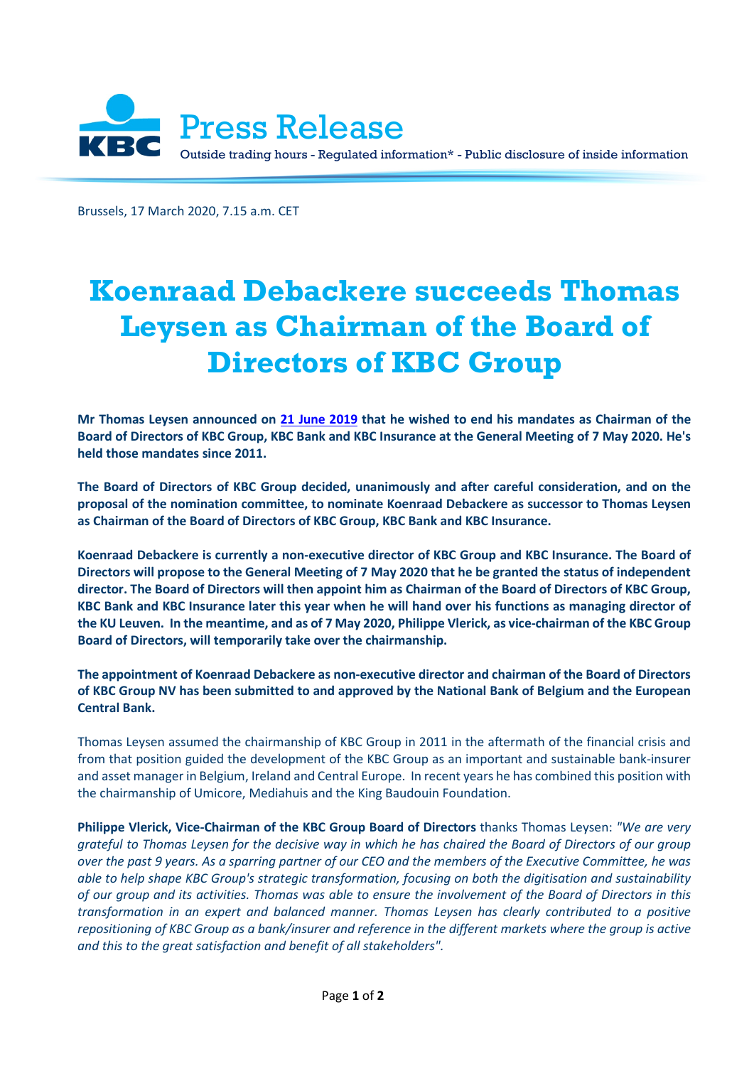Press Release

Outside trading hours - Regulated information* - Public disclosure of inside information

Brussels, 17 March 2020, 7.15 a.m. CET

# Koenraad Debackere succeeds Thomas Leysen as Chairman of the Board of Directors of KBC Group

**Mr Thomas Leysen announced on 21 June 2019 that he wished to end his mandates as Chairman of the Board of Directors of KBC Group, KBC Bank and KBC Insurance at the General Meeting of 7 May 2020. He's held those mandates since 2011.**

**The Board of Directors of KBC Group decided, unanimously and after careful consideration, and on the proposal of the nomination committee, to nominate Koenraad Debackere as successor to Thomas Leysen as Chairman of the Board of Directors of KBC Group, KBC Bank and KBC Insurance.**

**Koenraad Debackere is currently a non-executive director of KBC Group and KBC Insurance. The Board of Directors will propose to the General Meeting of 7 May 2020 that he be granted the status of independent director. The Board of Directors will then appoint him as Chairman of the Board of Directors of KBC Group, KBC Bank and KBC Insurance later this year when he will hand over his functions as managing director of the KU Leuven. In the meantime, and as of 7 May 2020, Philippe Vlerick, as vice-chairman of the KBC Group Board of Directors, will temporarily take over the chairmanship.**

**The appointment of Koenraad Debackere as non-executive director and chairman of the Board of Directors of KBC Group NV has been submitted to and approved by the National Bank of Belgium and the European Central Bank.**

Thomas Leysen assumed the chairmanship of KBC Group in 2011 in the aftermath of the financial crisis and from that position guided the development of the KBC Group as an important and sustainable bank-insurer and asset manager in Belgium, Ireland and Central Europe. In recent years he has combined this position with the chairmanship of Umicore, Mediahuis and the King Baudouin Foundation.

**Philippe Vlerick, Vice-Chairman of the KBC Group Board of Directors** thanks Thomas Leysen: *"We are very grateful to Thomas Leysen for the decisive way in which he has chaired the Board of Directors of our group over the past 9 years. As a sparring partner of our CEO and the members of the Executive Committee, he was able to help shape KBC Group's strategic transformation, focusing on both the digitisation and sustainability of our group and its activities. Thomas was able to ensure the involvement of the Board of Directors in this transformation in an expert and balanced manner. Thomas Leysen has clearly contributed to a positive repositioning of KBC Group as a bank/insurer and reference in the different markets where the group is active and this to the great satisfaction and benefit of all stakeholders".*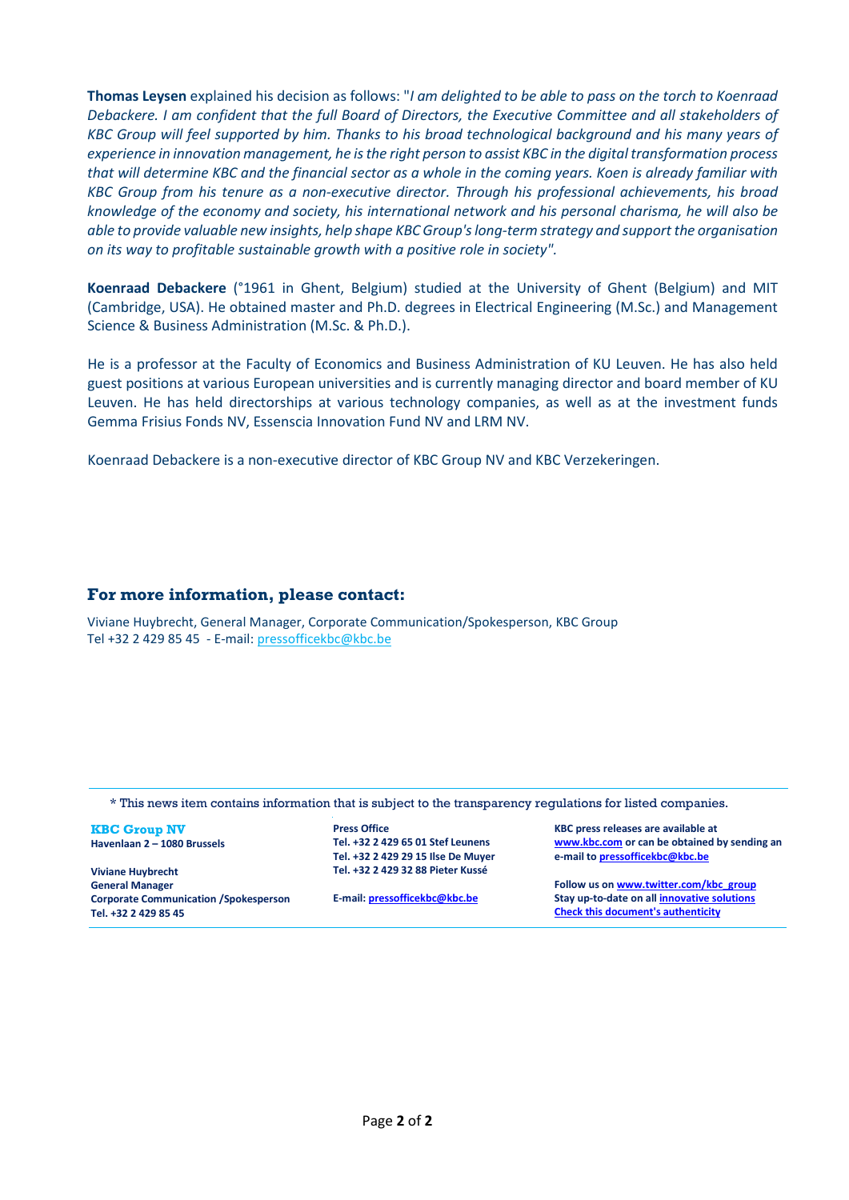**Thomas Leysen** explained his decision as follows: "*I am delighted to be able to pass on the torch to Koenraad Debackere. I am confident that the full Board of Directors, the Executive Committee and all stakeholders of KBC Group will feel supported by him. Thanks to his broad technological background and his many years of experience in innovation management, he is the right person to assist KBC in the digital transformation process that will determine KBC and the financial sector as a whole in the coming years. Koen is already familiar with KBC Group from his tenure as a non-executive director. Through his professional achievements, his broad knowledge of the economy and society, his international network and his personal charisma, he will also be able to provide valuable new insights, help shape KBC Group's long-term strategy and support the organisation on its way to profitable sustainable growth with a positive role in society*".

**Koenraad Debackere** (°1961 in Ghent, Belgium) studied at the University of Ghent (Belgium) and MIT (Cambridge, USA). He obtained master and Ph.D. degrees in Electrical Engineering (M.Sc.) and Management Science & Business Administration (M.Sc. & Ph.D.).

He is a professor at the Faculty of Economics and Business Administration of KU Leuven. He has also held guest positions at various European universities and is currently managing director and board member of KU Leuven. He has held directorships at various technology companies, as well as at the investment funds Gemma Frisius Fonds NV, Essenscia Innovation Fund NV and LRM NV.

Koenraad Debackere is a non-executive director of KBC Group NV and KBC Verzekeringen.

## For more information, please contact:

Viviane Huybrecht, General Manager, Corporate Communication/Spokesperson, KBC Group
Tel +32 2 429 85 45 - E-mail: pressofficekbc@kbc.be

\* This news item contains information that is subject to the transparency regulations for listed companies.

**KBC Group NV**
**Havenlaan 2 – 1080 Brussels**

**Viviane Huybrecht**
**General Manager**
**Corporate Communication /Spokesperson**
**Tel. +32 2 429 85 45**

**Press Office**
**Tel. +32 2 429 65 01 Stef Leunens**
**Tel. +32 2 429 29 15 Ilse De Muyer**
**Tel. +32 2 429 32 88 Pieter Kussé**

**E-mail: pressofficekbc@kbc.be**

**KBC press releases are available at www.kbc.com or can be obtained by sending an e-mail to pressofficekbc@kbc.be**

**Follow us on www.twitter.com/kbc_group**
**Stay up-to-date on all innovative solutions**
**Check this document's authenticity**